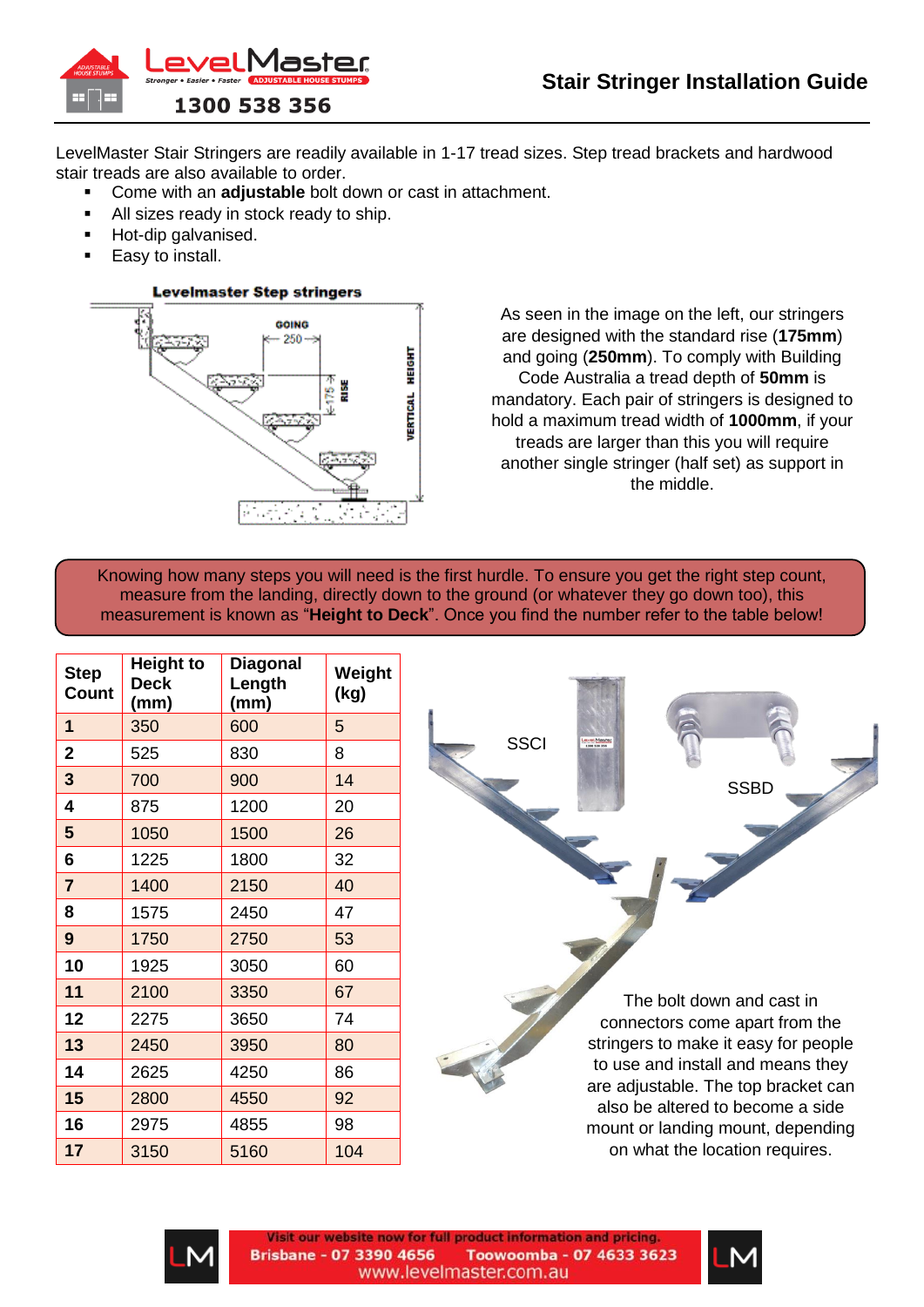# Stair Stringer Installation Guide

LevelMaster Stair Stringers are readily available in 1-17 tread sizes. Step tread brackets and hardwood stair treads are also available to order.

- Come with an **adjustable** bolt down or cast in attachment.
- All sizes ready in stock ready to ship.
- Hot-dip galvanised.
- Easy to install.

As seen in the image on the left, our stringers are designed with the standard rise (**175mm**) and going (**250mm**). To comply with Building Code Australia a tread depth of **50mm** is mandatory. Each pair of stringers is designed to hold a maximum tread width of **1000mm**, if your treads are larger than this you will require another single stringer (half set) as support in the middle.

Knowing how many steps you will need is the first hurdle. To ensure you get the right step count, measure from the landing, directly down to the ground (or whatever they go down too), this measurement is known as "**Height to Deck**". Once you find the number refer to the table below!

| Step Count | Height to Deck (mm) | Diagonal Length (mm) | Weight (kg) |
|---|---|---|---|
| **1** | 350 | 600 | 5 |
| **2** | 525 | 830 | 8 |
| **3** | 700 | 900 | 14 |
| **4** | 875 | 1200 | 20 |
| **5** | 1050 | 1500 | 26 |
| **6** | 1225 | 1800 | 32 |
| **7** | 1400 | 2150 | 40 |
| **8** | 1575 | 2450 | 47 |
| **9** | 1750 | 2750 | 53 |
| **10** | 1925 | 3050 | 60 |
| **11** | 2100 | 3350 | 67 |
| **12** | 2275 | 3650 | 74 |
| **13** | 2450 | 3950 | 80 |
| **14** | 2625 | 4250 | 86 |
| **15** | 2800 | 4550 | 92 |
| **16** | 2975 | 4855 | 98 |
| **17** | 3150 | 5160 | 104 |

The bolt down and cast in connectors come apart from the stringers to make it easy for people to use and install and means they are adjustable. The top bracket can also be altered to become a side mount or landing mount, depending on what the location requires.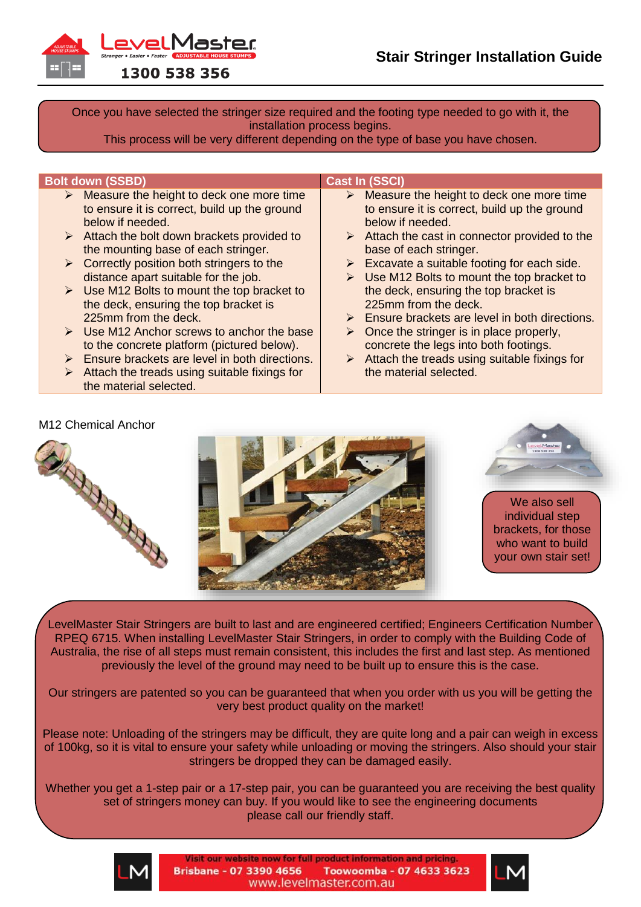# Stair Stringer Installation Guide

Once you have selected the stringer size required and the footing type needed to go with it, the installation process begins.
This process will be very different depending on the type of base you have chosen.

| Bolt down (SSBD) | Cast In (SSCI) |
|---|---|
| ➢ Measure the height to deck one more time to ensure it is correct, build up the ground below if needed.<br>➢ Attach the bolt down brackets provided to the mounting base of each stringer.<br>➢ Correctly position both stringers to the distance apart suitable for the job.<br>➢ Use M12 Bolts to mount the top bracket to the deck, ensuring the top bracket is 225mm from the deck.<br>➢ Use M12 Anchor screws to anchor the base to the concrete platform (pictured below).<br>➢ Ensure brackets are level in both directions.<br>➢ Attach the treads using suitable fixings for the material selected. | ➢ Measure the height to deck one more time to ensure it is correct, build up the ground below if needed.<br>➢ Attach the cast in connector provided to the base of each stringer.<br>➢ Excavate a suitable footing for each side.<br>➢ Use M12 Bolts to mount the top bracket to the deck, ensuring the top bracket is 225mm from the deck.<br>➢ Ensure brackets are level in both directions.<br>➢ Once the stringer is in place properly, concrete the legs into both footings.<br>➢ Attach the treads using suitable fixings for the material selected. |

M12 Chemical Anchor

We also sell individual step brackets, for those who want to build your own stair set!

LevelMaster Stair Stringers are built to last and are engineered certified; Engineers Certification Number RPEQ 6715. When installing LevelMaster Stair Stringers, in order to comply with the Building Code of Australia, the rise of all steps must remain consistent, this includes the first and last step. As mentioned previously the level of the ground may need to be built up to ensure this is the case.

Our stringers are patented so you can be guaranteed that when you order with us you will be getting the very best product quality on the market!

Please note: Unloading of the stringers may be difficult, they are quite long and a pair can weigh in excess of 100kg, so it is vital to ensure your safety while unloading or moving the stringers. Also should your stair stringers be dropped they can be damaged easily.

Whether you get a 1-step pair or a 17-step pair, you can be guaranteed you are receiving the best quality set of stringers money can buy. If you would like to see the engineering documents please call our friendly staff.

Visit our website now for full product information and pricing.
Brisbane - 07 3390 4656 Toowoomba - 07 4633 3623
www.levelmaster.com.au